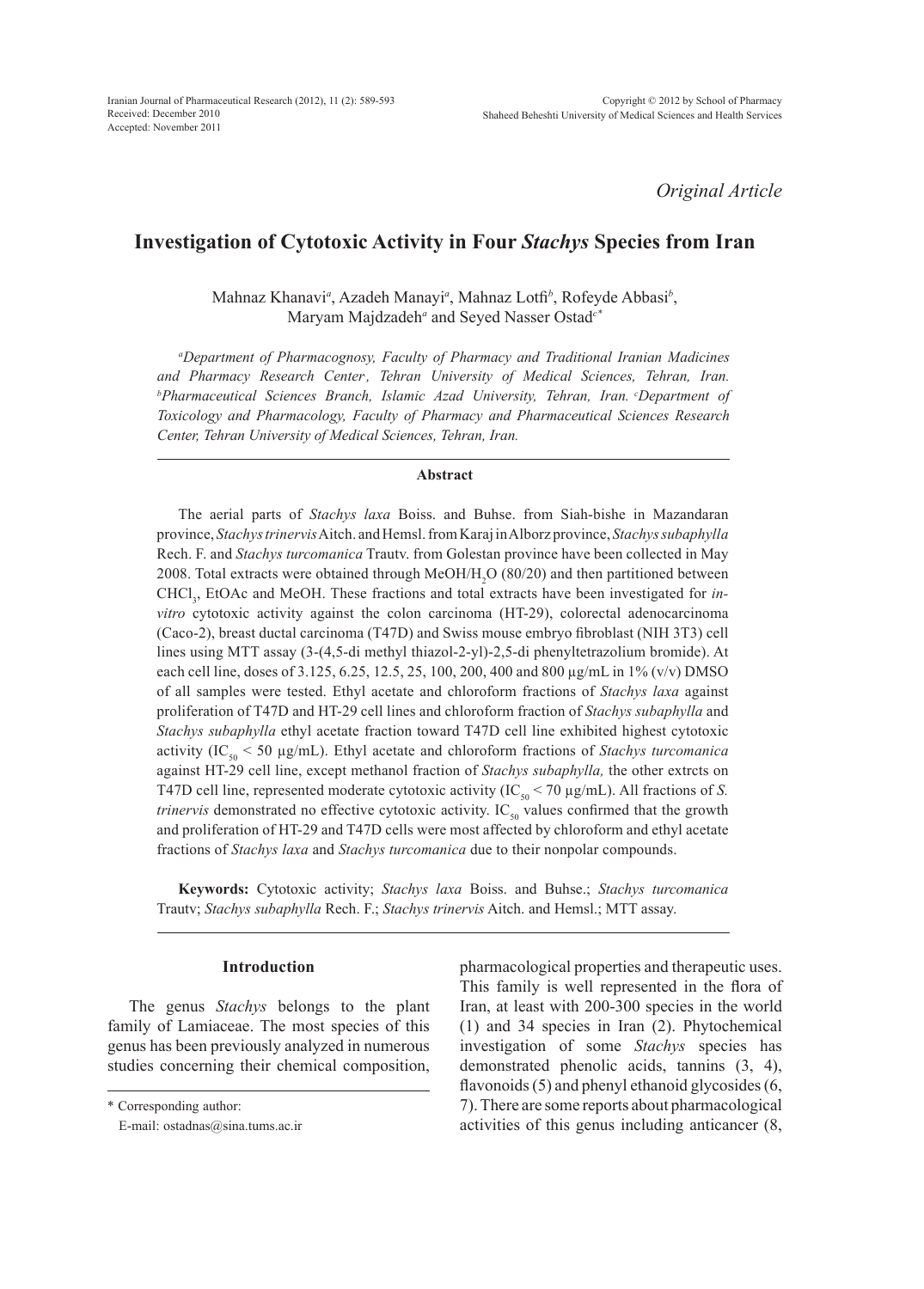*Original Article*

# Investigation of Cytotoxic Activity in Four *Stachys* Species from Iran

Mahnaz Khanavi[a], Azadeh Manayi[a], Mahnaz Lotfi[b], Rofeyde Abbasi[b], Maryam Majdzadeh[a] and Seyed Nasser Ostad[c*]

[a]*Department of Pharmacognosy, Faculty of Pharmacy and Traditional Iranian Medicines and Pharmacy Research Center, Tehran University of Medical Sciences, Tehran, Iran.* [b]*Pharmaceutical Sciences Branch, Islamic Azad University, Tehran, Iran.* [c]*Department of Toxicology and Pharmacology, Faculty of Pharmacy and Pharmaceutical Sciences Research Center, Tehran University of Medical Sciences, Tehran, Iran.*

## Abstract

The aerial parts of *Stachys laxa* Boiss. and Buhse. from Siah-bishe in Mazandaran province, *Stachys trinervis* Aitch. and Hemsl. from Karaj in Alborz province, *Stachys subaphylla* Rech. F. and *Stachys turcomanica* Trautv. from Golestan province have been collected in May 2008. Total extracts were obtained through MeOH/$H_2O$ (80/20) and then partitioned between $CHCl_3$, EtOAc and MeOH. These fractions and total extracts have been investigated for *in-vitro* cytotoxic activity against the colon carcinoma (HT-29), colorectal adenocarcinoma (Caco-2), breast ductal carcinoma (T47D) and Swiss mouse embryo fibroblast (NIH 3T3) cell lines using MTT assay (3-(4,5-di methyl thiazol-2-yl)-2,5-di phenyltetrazolium bromide). At each cell line, doses of 3.125, 6.25, 12.5, 25, 100, 200, 400 and 800 µg/mL in 1% (v/v) DMSO of all samples were tested. Ethyl acetate and chloroform fractions of *Stachys laxa* against proliferation of T47D and HT-29 cell lines and chloroform fraction of *Stachys subaphylla* and *Stachys subaphylla* ethyl acetate fraction toward T47D cell line exhibited highest cytotoxic activity ($IC_{50}$ < 50 µg/mL). Ethyl acetate and chloroform fractions of *Stachys turcomanica* against HT-29 cell line, except methanol fraction of *Stachys subaphylla,* the other extrcts on T47D cell line, represented moderate cytotoxic activity ($IC_{50}$ < 70 µg/mL). All fractions of *S. trinervis* demonstrated no effective cytotoxic activity. $IC_{50}$ values confirmed that the growth and proliferation of HT-29 and T47D cells were most affected by chloroform and ethyl acetate fractions of *Stachys laxa* and *Stachys turcomanica* due to their nonpolar compounds.

**Keywords:** Cytotoxic activity; *Stachys laxa* Boiss. and Buhse.; *Stachys turcomanica* Trautv; *Stachys subaphylla* Rech. F.; *Stachys trinervis* Aitch. and Hemsl.; MTT assay.

## Introduction

The genus *Stachys* belongs to the plant family of Lamiaceae. The most species of this genus has been previously analyzed in numerous studies concerning their chemical composition, pharmacological properties and therapeutic uses. This family is well represented in the flora of Iran, at least with 200-300 species in the world (1) and 34 species in Iran (2). Phytochemical investigation of some *Stachys* species has demonstrated phenolic acids, tannins (3, 4), flavonoids (5) and phenyl ethanoid glycosides (6, 7). There are some reports about pharmacological activities of this genus including anticancer (8,

\* Corresponding author:
E-mail: ostadnas@sina.tums.ac.ir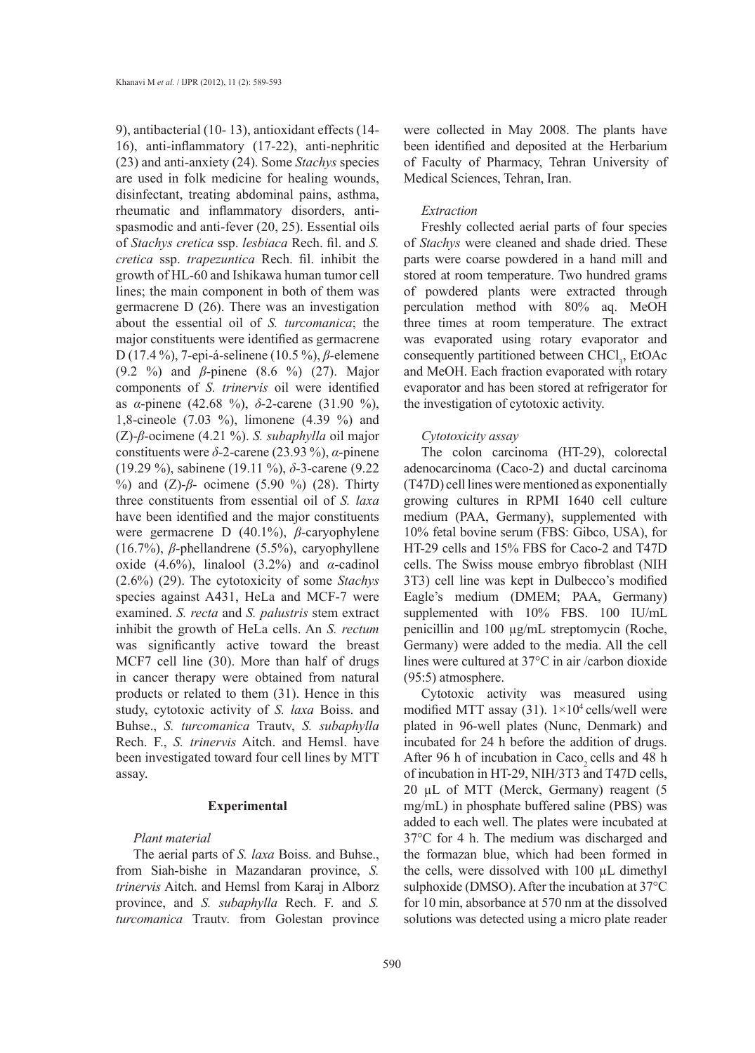9), antibacterial (10- 13), antioxidant effects (14-16), anti-inflammatory (17-22), anti-nephritic (23) and anti-anxiety (24). Some *Stachys* species are used in folk medicine for healing wounds, disinfectant, treating abdominal pains, asthma, rheumatic and inflammatory disorders, anti-spasmodic and anti-fever (20, 25). Essential oils of *Stachys cretica* ssp. *lesbiaca* Rech. fil. and *S. cretica* ssp. *trapezuntica* Rech. fil. inhibit the growth of HL-60 and Ishikawa human tumor cell lines; the main component in both of them was germacrene D (26). There was an investigation about the essential oil of *S. turcomanica*; the major constituents were identified as germacrene D (17.4 %), 7-epi-á-selinene (10.5 %), *β*-elemene (9.2 %) and *β*-pinene (8.6 %) (27). Major components of *S. trinervis* oil were identified as *α*-pinene (42.68 %), *δ*-2-carene (31.90 %), 1,8-cineole (7.03 %), limonene (4.39 %) and (Z)-*β*-ocimene (4.21 %). *S. subaphylla* oil major constituents were *δ*-2-carene (23.93 %), *α*-pinene (19.29 %), sabinene (19.11 %), *δ*-3-carene (9.22 %) and (Z)-*β*- ocimene (5.90 %) (28). Thirty three constituents from essential oil of *S. laxa* have been identified and the major constituents were germacrene D (40.1%), *β*-caryophylene (16.7%), *β*-phellandrene (5.5%), caryophyllene oxide (4.6%), linalool (3.2%) and *α*-cadinol (2.6%) (29). The cytotoxicity of some *Stachys* species against A431, HeLa and MCF-7 were examined. *S. recta* and *S. palustris* stem extract inhibit the growth of HeLa cells. An *S. rectum* was significantly active toward the breast MCF7 cell line (30). More than half of drugs in cancer therapy were obtained from natural products or related to them (31). Hence in this study, cytotoxic activity of *S. laxa* Boiss. and Buhse., *S. turcomanica* Trautv, *S. subaphylla* Rech. F., *S. trinervis* Aitch. and Hemsl. have been investigated toward four cell lines by MTT assay.

## Experimental

### *Plant material*

The aerial parts of *S. laxa* Boiss. and Buhse., from Siah-bishe in Mazandaran province, *S. trinervis* Aitch. and Hemsl from Karaj in Alborz province, and *S. subaphylla* Rech. F. and *S. turcomanica* Trautv. from Golestan province were collected in May 2008. The plants have been identified and deposited at the Herbarium of Faculty of Pharmacy, Tehran University of Medical Sciences, Tehran, Iran.

### *Extraction*

Freshly collected aerial parts of four species of *Stachys* were cleaned and shade dried. These parts were coarse powdered in a hand mill and stored at room temperature. Two hundred grams of powdered plants were extracted through perculation method with 80% aq. MeOH three times at room temperature. The extract was evaporated using rotary evaporator and consequently partitioned between $CHCl_3$, EtOAc and MeOH. Each fraction evaporated with rotary evaporator and has been stored at refrigerator for the investigation of cytotoxic activity.

### *Cytotoxicity assay*

The colon carcinoma (HT-29), colorectal adenocarcinoma (Caco-2) and ductal carcinoma (T47D) cell lines were mentioned as exponentially growing cultures in RPMI 1640 cell culture medium (PAA, Germany), supplemented with 10% fetal bovine serum (FBS: Gibco, USA), for HT-29 cells and 15% FBS for Caco-2 and T47D cells. The Swiss mouse embryo fibroblast (NIH 3T3) cell line was kept in Dulbecco's modified Eagle's medium (DMEM; PAA, Germany) supplemented with 10% FBS. 100 IU/mL penicillin and 100 µg/mL streptomycin (Roche, Germany) were added to the media. All the cell lines were cultured at 37°C in air /carbon dioxide (95:5) atmosphere.

Cytotoxic activity was measured using modified MTT assay (31). $1×10^4$ cells/well were plated in 96-well plates (Nunc, Denmark) and incubated for 24 h before the addition of drugs. After 96 h of incubation in $Caco_2$ cells and 48 h of incubation in HT-29, NIH/3T3 and T47D cells, 20 µL of MTT (Merck, Germany) reagent (5 mg/mL) in phosphate buffered saline (PBS) was added to each well. The plates were incubated at 37°C for 4 h. The medium was discharged and the formazan blue, which had been formed in the cells, were dissolved with 100 µL dimethyl sulphoxide (DMSO). After the incubation at 37°C for 10 min, absorbance at 570 nm at the dissolved solutions was detected using a micro plate reader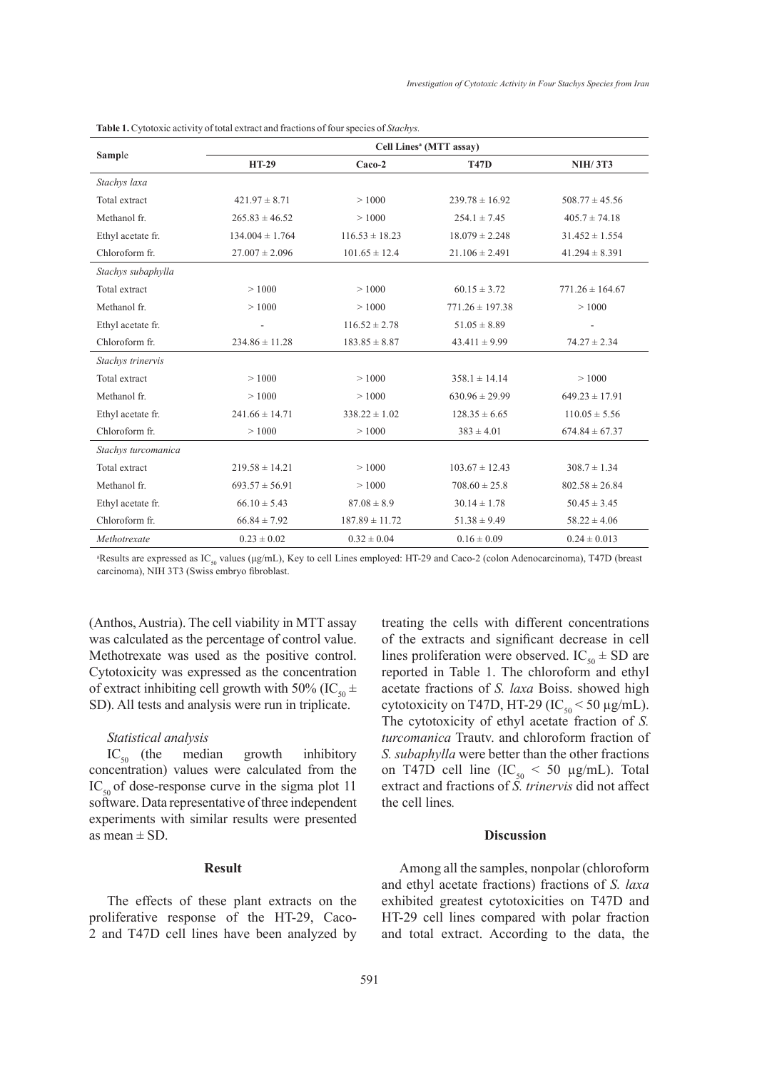**Table 1.** Cytotoxic activity of total extract and fractions of four species of *Stachys.*

| **Sample** | **Cell Lines[a] (MTT assay)** | | | |
|---|---|---|---|---|
| | **HT-29** | **Caco-2** | **T47D** | **NIH/ 3T3** |
| *Stachys laxa* | | | | |
| Total extract | 421.97 ± 8.71 | > 1000 | 239.78 ± 16.92 | 508.77 ± 45.56 |
| Methanol fr. | 265.83 ± 46.52 | > 1000 | 254.1 ± 7.45 | 405.7 ± 74.18 |
| Ethyl acetate fr. | 134.004 ± 1.764 | 116.53 ± 18.23 | 18.079 ± 2.248 | 31.452 ± 1.554 |
| Chloroform fr. | 27.007 ± 2.096 | 101.65 ± 12.4 | 21.106 ± 2.491 | 41.294 ± 8.391 |
| *Stachys subaphylla* | | | | |
| Total extract | > 1000 | > 1000 | 60.15 ± 3.72 | 771.26 ± 164.67 |
| Methanol fr. | > 1000 | > 1000 | 771.26 ± 197.38 | > 1000 |
| Ethyl acetate fr. | - | 116.52 ± 2.78 | 51.05 ± 8.89 | - |
| Chloroform fr. | 234.86 ± 11.28 | 183.85 ± 8.87 | 43.411 ± 9.99 | 74.27 ± 2.34 |
| *Stachys trinervis* | | | | |
| Total extract | > 1000 | > 1000 | 358.1 ± 14.14 | > 1000 |
| Methanol fr. | > 1000 | > 1000 | 630.96 ± 29.99 | 649.23 ± 17.91 |
| Ethyl acetate fr. | 241.66 ± 14.71 | 338.22 ± 1.02 | 128.35 ± 6.65 | 110.05 ± 5.56 |
| Chloroform fr. | > 1000 | > 1000 | 383 ± 4.01 | 674.84 ± 67.37 |
| *Stachys turcomanica* | | | | |
| Total extract | 219.58 ± 14.21 | > 1000 | 103.67 ± 12.43 | 308.7 ± 1.34 |
| Methanol fr. | 693.57 ± 56.91 | > 1000 | 708.60 ± 25.8 | 802.58 ± 26.84 |
| Ethyl acetate fr. | 66.10 ± 5.43 | 87.08 ± 8.9 | 30.14 ± 1.78 | 50.45 ± 3.45 |
| Chloroform fr. | 66.84 ± 7.92 | 187.89 ± 11.72 | 51.38 ± 9.49 | 58.22 ± 4.06 |
| *Methotrexate* | 0.23 ± 0.02 | 0.32 ± 0.04 | 0.16 ± 0.09 | 0.24 ± 0.013 |

[a]Results are expressed as $IC_{50}$ values (µg/mL), Key to cell Lines employed: HT-29 and Caco-2 (colon Adenocarcinoma), T47D (breast carcinoma), NIH 3T3 (Swiss embryo fibroblast.

(Anthos, Austria). The cell viability in MTT assay was calculated as the percentage of control value. Methotrexate was used as the positive control. Cytotoxicity was expressed as the concentration of extract inhibiting cell growth with 50% ($IC_{50}$ ± SD). All tests and analysis were run in triplicate.

### *Statistical analysis*

$IC_{50}$ (the median growth inhibitory concentration) values were calculated from the $IC_{50}$ of dose-response curve in the sigma plot 11 software. Data representative of three independent experiments with similar results were presented as mean ± SD.

## Result

The effects of these plant extracts on the proliferative response of the HT-29, Caco-2 and T47D cell lines have been analyzed by treating the cells with different concentrations of the extracts and significant decrease in cell lines proliferation were observed. $IC_{50}$ ± SD are reported in Table 1. The chloroform and ethyl acetate fractions of *S. laxa* Boiss. showed high cytotoxicity on T47D, HT-29 ($IC_{50}$ < 50 µg/mL). The cytotoxicity of ethyl acetate fraction of *S. turcomanica* Trautv. and chloroform fraction of *S. subaphylla* were better than the other fractions on T47D cell line ($IC_{50}$ < 50 µg/mL). Total extract and fractions of *S. trinervis* did not affect the cell lines*.*

## Discussion

Among all the samples, nonpolar (chloroform and ethyl acetate fractions) fractions of *S. laxa* exhibited greatest cytotoxicities on T47D and HT-29 cell lines compared with polar fraction and total extract. According to the data, the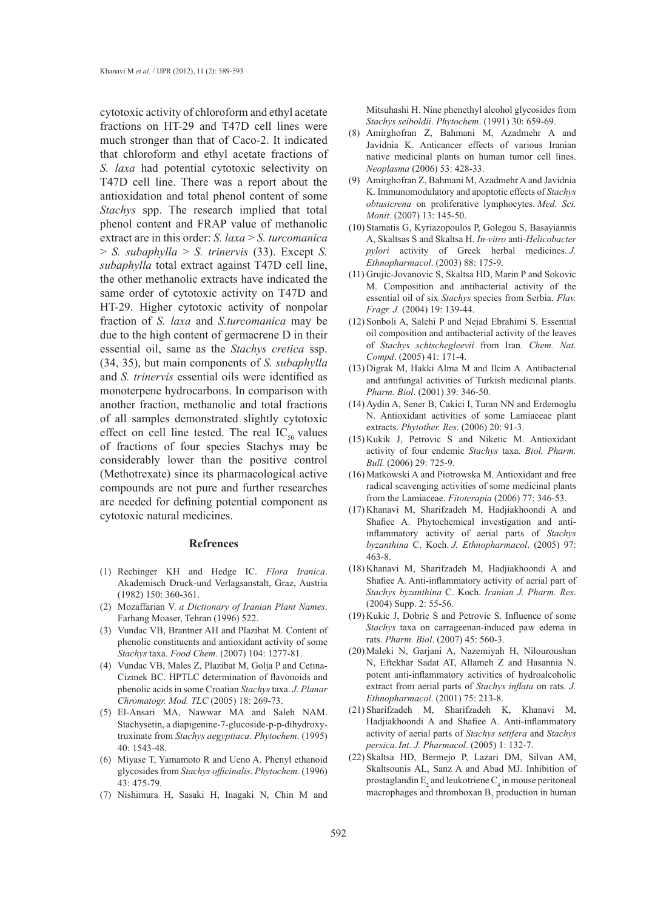cytotoxic activity of chloroform and ethyl acetate fractions on HT-29 and T47D cell lines were much stronger than that of Caco-2. It indicated that chloroform and ethyl acetate fractions of *S. laxa* had potential cytotoxic selectivity on T47D cell line. There was a report about the antioxidation and total phenol content of some *Stachys* spp. The research implied that total phenol content and FRAP value of methanolic extract are in this order: *S. laxa* > *S. turcomanica* > *S. subaphylla* > *S. trinervis* (33). Except *S. subaphylla* total extract against T47D cell line, the other methanolic extracts have indicated the same order of cytotoxic activity on T47D and HT-29. Higher cytotoxic activity of nonpolar fraction of *S. laxa* and *S.turcomanica* may be due to the high content of germacrene D in their essential oil, same as the *Stachys cretica* ssp. (34, 35), but main components of *S. subaphylla* and *S. trinervis* essential oils were identified as monoterpene hydrocarbons. In comparison with another fraction, methanolic and total fractions of all samples demonstrated slightly cytotoxic effect on cell line tested. The real $IC_{50}$ values of fractions of four species Stachys may be considerably lower than the positive control (Methotrexate) since its pharmacological active compounds are not pure and further researches are needed for defining potential component as cytotoxic natural medicines.

## Refrences

(1) Rechinger KH and Hedge IC. *Flora Iranica*. Akademisch Druck-und Verlagsanstalt, Graz, Austria (1982) 150: 360-361.

(2) Mozaffarian V. *a Dictionary of Iranian Plant Names*. Farhang Moaser, Tehran (1996) 522.

(3) Vundac VB, Brantner AH and Plazibat M. Content of phenolic constituents and antioxidant activity of some *Stachys* taxa. *Food Chem*. (2007) 104: 1277-81.

(4) Vundac VB, Males Z, Plazibat M, Golja P and Cetina-Cizmek BC. HPTLC determination of flavonoids and phenolic acids in some Croatian *Stachys* taxa. *J. Planar Chromatogr. Mod. TLC* (2005) 18: 269-73.

(5) El-Ansari MA, Nawwar MA and Saleh NAM. Stachysetin, a diapigenine-7-glucoside-p-p-dihydroxy-truxinate from *Stachys aegyptiaca*. *Phytochem*. (1995) 40: 1543-48.

(6) Miyase T, Yamamoto R and Ueno A. Phenyl ethanoid glycosides from *Stachys officinalis*. *Phytochem*. (1996) 43: 475-79.

(7) Nishimura H, Sasaki H, Inagaki N, Chin M and Mitsuhashi H. Nine phenethyl alcohol glycosides from *Stachys seiboldii*. *Phytochem*. (1991) 30: 659-69.

(8) Amirghofran Z, Bahmani M, Azadmehr A and Javidnia K. Anticancer effects of various Iranian native medicinal plants on human tumor cell lines. *Neoplasma* (2006) 53: 428-33.

(9) Amirghofran Z, Bahmani M, Azadmehr A and Javidnia K. Immunomodulatory and apoptotic effects of *Stachys obtusicrena* on proliferative lymphocytes. *Med. Sci. Monit*. (2007) 13: 145-50.

(10) Stamatis G, Kyriazopoulos P, Golegou S, Basayiannis A, Skaltsas S and Skaltsa H. *In-vitro* anti-*Helicobacter pylori* activity of Greek herbal medicines. *J. Ethnopharmacol*. (2003) 88: 175-9.

(11) Grujic-Jovanovic S, Skaltsa HD, Marin P and Sokovic M. Composition and antibacterial activity of the essential oil of six *Stachys* species from Serbia. *Flav. Fragr. J.* (2004) 19: 139-44.

(12) Sonboli A, Salehi P and Nejad Ebrahimi S. Essential oil composition and antibacterial activity of the leaves of *Stachys schtschegleevii* from Iran. *Chem. Nat. Compd*. (2005) 41: 171-4.

(13) Digrak M, Hakki Alma M and Ilcim A. Antibacterial and antifungal activities of Turkish medicinal plants. *Pharm. Biol*. (2001) 39: 346-50.

(14) Aydin A, Sener B, Cakici I, Turan NN and Erdemoglu N. Antioxidant activities of some Lamiaceae plant extracts. *Phytother. Res*. (2006) 20: 91-3.

(15) Kukik J, Petrovic S and Niketic M. Antioxidant activity of four endemic *Stachys* taxa. *Biol. Pharm. Bull.* (2006) 29: 725-9.

(16) Matkowski A and Piotrowska M. Antioxidant and free radical scavenging activities of some medicinal plants from the Lamiaceae. *Fitoterapia* (2006) 77: 346-53.

(17) Khanavi M, Sharifzadeh M, Hadjiakhoondi A and Shafiee A. Phytochemical investigation and anti-inflammatory activity of aerial parts of *Stachys byzanthina* C. Koch. *J. Ethnopharmacol*. (2005) 97: 463-8.

(18) Khanavi M, Sharifzadeh M, Hadjiakhoondi A and Shafiee A. Anti-inflammatory activity of aerial part of *Stachys byzanthina* C. Koch. *Iranian J. Pharm. Res*. (2004) Supp. 2: 55-56.

(19) Kukic J, Dobric S and Petrovic S. Influence of some *Stachys* taxa on carrageenan-induced paw edema in rats. *Pharm. Biol*. (2007) 45: 560-3.

(20) Maleki N, Garjani A, Nazemiyah H, Nilouroushan N, Eftekhar Sadat AT, Allameh Z and Hasannia N. potent anti-inflammatory activities of hydroalcoholic extract from aerial parts of *Stachys inflata* on rats. *J. Ethnopharmacol*. (2001) 75: 213-8.

(21) Sharifzadeh M, Sharifzadeh K, Khanavi M, Hadjiakhoondi A and Shafiee A. Anti-inflammatory activity of aerial parts of *Stachys setifera* and *Stachys persica*. *Int. J. Pharmacol*. (2005) 1: 132-7.

(22) Skaltsa HD, Bermejo P, Lazari DM, Silvan AM, Skaltsounis AL, Sanz A and Abad MJ. Inhibition of prostaglandin $E_2$ and leukotriene $C_4$ in mouse peritoneal macrophages and thromboxan $B_2$ production in human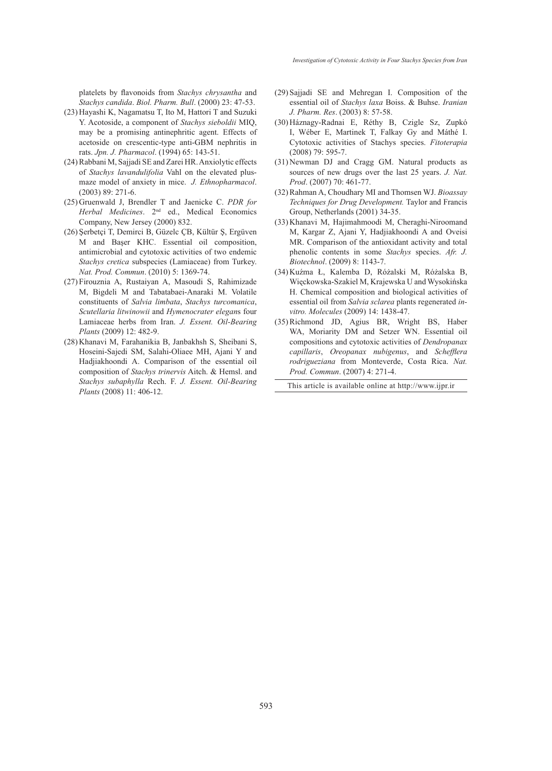platelets by flavonoids from *Stachys chrysantha* and *Stachys candida*. *Biol. Pharm. Bull*. (2000) 23: 47-53.

(23) Hayashi K, Nagamatsu T, Ito M, Hattori T and Suzuki Y. Acotoside, a component of *Stachys sieboldii* MIQ, may be a promising antinephritic agent. Effects of acetoside on crescentic-type anti-GBM nephritis in rats. *Jpn. J. Pharmacol*. (1994) 65: 143-51.

(24) Rabbani M, Sajjadi SE and Zarei HR. Anxiolytic effects of *Stachys lavandulifolia* Vahl on the elevated plus-maze model of anxiety in mice. *J. Ethnopharmacol*. (2003) 89: 271-6.

(25) Gruenwald J, Brendler T and Jaenicke C. *PDR for Herbal Medicines*. 2nd ed., Medical Economics Company, New Jersey (2000) 832.

(26) Şerbetçi T, Demirci B, Güzelc ÇB, Kültür Ş, Ergüven M and Başer KHC. Essential oil composition, antimicrobial and cytotoxic activities of two endemic *Stachys cretica* subspecies (Lamiaceae) from Turkey. *Nat. Prod. Commun*. (2010) 5: 1369-74.

(27) Firouznia A, Rustaiyan A, Masoudi S, Rahimizade M, Bigdeli M and Tabatabaei-Anaraki M. Volatile constituents of *Salvia limbata*, *Stachys turcomanica*, *Scutellaria litwinowii* and *Hymenocrater elegan*s four Lamiaceae herbs from Iran. *J. Essent. Oil-Bearing Plants* (2009) 12: 482-9.

(28) Khanavi M, Farahanikia B, Janbakhsh S, Sheibani S, Hoseini-Sajedi SM, Salahi-Oliaee MH, Ajani Y and Hadjiakhoondi A. Comparison of the essential oil composition of *Stachys trinervis* Aitch. & Hemsl. and *Stachys subaphylla* Rech. F. *J. Essent. Oil-Bearing Plants* (2008) 11: 406-12.

(29) Sajjadi SE and Mehregan I. Composition of the essential oil of *Stachys laxa* Boiss. & Buhse. *Iranian J. Pharm. Res*. (2003) 8: 57-58.

(30) Háznagy-Radnai E, Réthy B, Czigle Sz, Zupkó I, Wéber E, Martinek T, Falkay Gy and Máthé I. Cytotoxic activities of Stachys species. *Fitoterapia* (2008) 79: 595-7.

(31) Newman DJ and Cragg GM. Natural products as sources of new drugs over the last 25 years. *J. Nat. Prod*. (2007) 70: 461-77.

(32) Rahman A, Choudhary MI and Thomsen WJ. *Bioassay Techniques for Drug Development.* Taylor and Francis Group, Netherlands (2001) 34-35.

(33) Khanavi M, Hajimahmoodi M, Cheraghi-Niroomand M, Kargar Z, Ajani Y, Hadjiakhoondi A and Oveisi MR. Comparison of the antioxidant activity and total phenolic contents in some *Stachys* species. *Afr. J. Biotechnol*. (2009) 8: 1143-7.

(34) Kuźma Ł, Kalemba D, Różalski M, Różalska B, Więckowska-Szakiel M, Krajewska U and Wysokińska H. Chemical composition and biological activities of essential oil from *Salvia sclarea* plants regenerated *in-vitro. Molecules* (2009) 14: 1438-47.

(35) Richmond JD, Agius BR, Wright BS, Haber WA, Moriarity DM and Setzer WN. Essential oil compositions and cytotoxic activities of *Dendropanax capillaris*, *Oreopanax nubigenus*, and *Schefflera rodrigueziana* from Monteverde, Costa Rica. *Nat. Prod. Commun*. (2007) 4: 271-4.

This article is available online at http://www.ijpr.ir